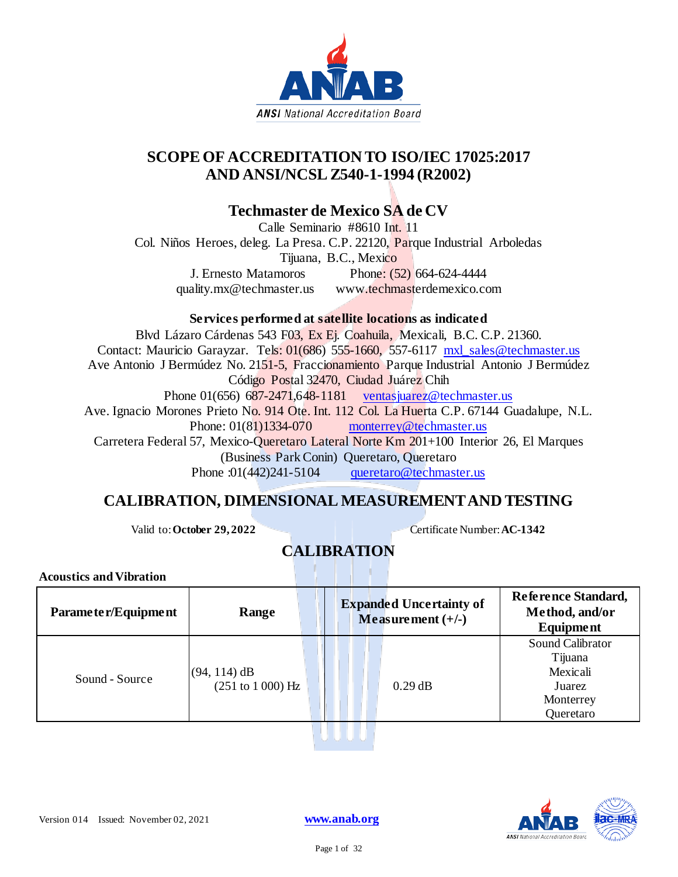# SCOPE OF ACCREDITATION TO ISO/IEC 17025:2017 AND ANSI/NCSL Z540-1-1994 (R2002)

## Techmaster de Mexico SA de CV

Calle Seminario #8610 Int. 11
Col. Niños Heroes, deleg. La Presa. C.P. 22120, Parque Industrial Arboledas
Tijuana, B.C., Mexico
J. Ernesto Matamoros Phone: (52) 664-624-4444
quality.mx@techmaster.us www.techmasterdemexico.com

**Services performed at satellite locations as indicated**

Blvd Lázaro Cárdenas 543 F03, Ex Ej. Coahuila, Mexicali, B.C. C.P. 21360.
Contact: Mauricio Garayzar. Tels: 01(686) 555-1660, 557-6117 mxl_sales@techmaster.us
Ave Antonio J Bermúdez No. 2151-5, Fraccionamiento Parque Industrial Antonio J Bermúdez
Código Postal 32470, Ciudad Juárez Chih
Phone 01(656) 687-2471,648-1181 ventasjuarez@techmaster.us
Ave. Ignacio Morones Prieto No. 914 Ote. Int. 112 Col. La Huerta C.P. 67144 Guadalupe, N.L.
Phone: 01(81)1334-070 monterrey@techmaster.us
Carretera Federal 57, Mexico-Queretaro Lateral Norte Km 201+100 Interior 26, El Marques
(Business Park Conin) Queretaro, Queretaro
Phone :01(442)241-5104 queretaro@techmaster.us

## CALIBRATION, DIMENSIONAL MEASUREMENT AND TESTING

Valid to: **October 29, 2022** Certificate Number: **AC-1342**

## CALIBRATION

**Acoustics and Vibration**

| Parameter/Equipment | Range | Expanded Uncertainty of Measurement (+/-) | Reference Standard, Method, and/or Equipment |
|---|---|---|---|
| Sound - Source | (94, 114) dB<br>(251 to 1 000) Hz | 0.29 dB | Sound Calibrator<br>Tijuana<br>Mexicali<br>Juarez<br>Monterrey<br>Queretaro |

Version 014 Issued: November 02, 2021 www.anab.org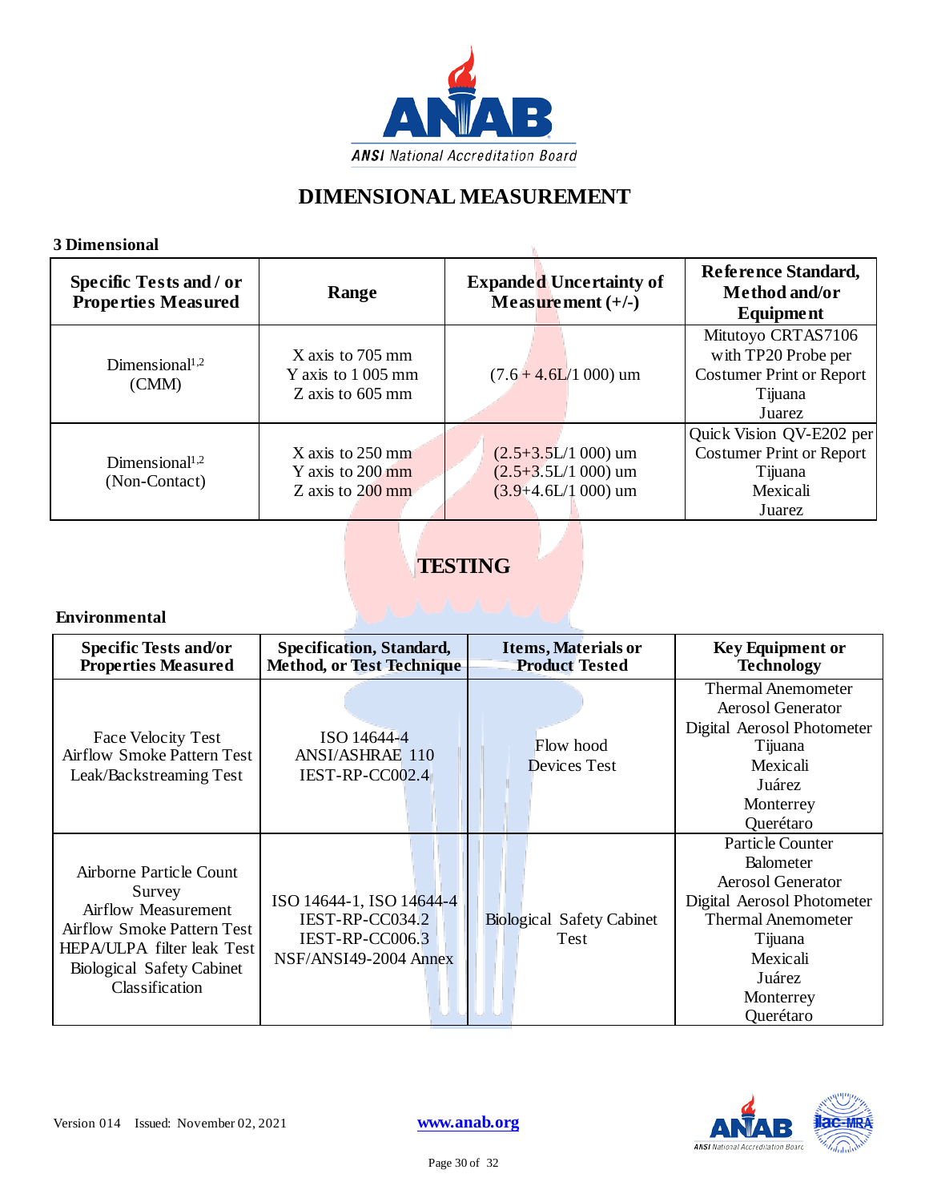# DIMENSIONAL MEASUREMENT

**3 Dimensional**

| Specific Tests and / or Properties Measured | Range | Expanded Uncertainty of Measurement (+/-) | Reference Standard, Method and/or Equipment |
|---|---|---|---|
| Dimensional[1,2] (CMM) | X axis to 705 mm<br>Y axis to 1 005 mm<br>Z axis to 605 mm | (7.6 + 4.6L/1 000) um | Mitutoyo CRTAS7106 with TP20 Probe per Costumer Print or Report<br>Tijuana<br>Juarez |
| Dimensional[1,2] (Non-Contact) | X axis to 250 mm<br>Y axis to 200 mm<br>Z axis to 200 mm | (2.5+3.5L/1 000) um<br>(2.5+3.5L/1 000) um<br>(3.9+4.6L/1 000) um | Quick Vision QV-E202 per Costumer Print or Report<br>Tijuana<br>Mexicali<br>Juarez |

# TESTING

**Environmental**

| Specific Tests and/or Properties Measured | Specification, Standard, Method, or Test Technique | Items, Materials or Product Tested | Key Equipment or Technology |
|---|---|---|---|
| Face Velocity Test<br>Airflow Smoke Pattern Test<br>Leak/Backstreaming Test | ISO 14644-4<br>ANSI/ASHRAE 110<br>IEST-RP-CC002.4 | Flow hood Devices Test | Thermal Anemometer<br>Aerosol Generator<br>Digital Aerosol Photometer<br>Tijuana<br>Mexicali<br>Juárez<br>Monterrey<br>Querétaro |
| Airborne Particle Count Survey<br>Airflow Measurement<br>Airflow Smoke Pattern Test<br>HEPA/ULPA filter leak Test<br>Biological Safety Cabinet Classification | ISO 14644-1, ISO 14644-4<br>IEST-RP-CC034.2<br>IEST-RP-CC006.3<br>NSF/ANSI49-2004 Annex | Biological Safety Cabinet Test | Particle Counter<br>Balometer<br>Aerosol Generator<br>Digital Aerosol Photometer<br>Thermal Anemometer<br>Tijuana<br>Mexicali<br>Juárez<br>Monterrey<br>Querétaro |

Version 014 Issued: November 02, 2021 www.anab.org